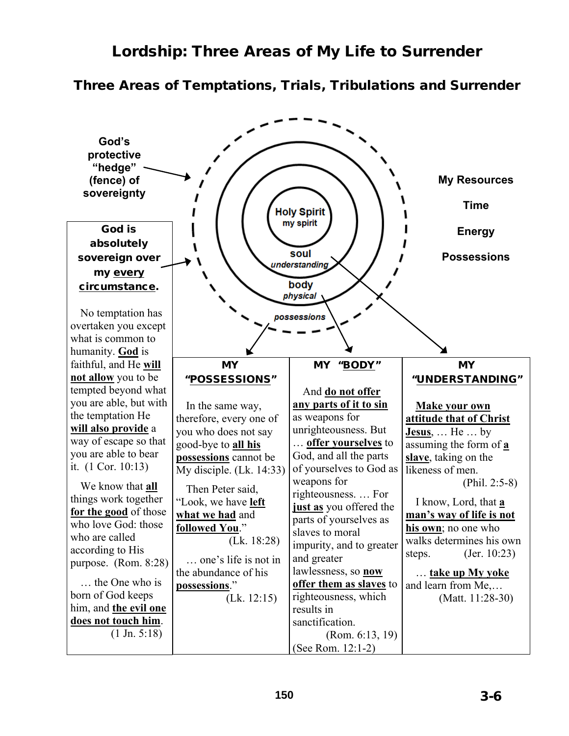# Lordship: Three Areas of My Life to Surrender

## Three Areas of Temptations, Trials, Tribulations and Surrender

God's protective "hedge" (fence) of sovereignty

Holy Spirit
my spirit

soul
*understanding*

body
*physical*

*possessions*

**My Resources**

**Time**

**Energy**

**Possessions**

**God is absolutely sovereign over my <u>every</u> <u>circumstance</u>.**

No temptation has overtaken you except what is common to humanity. **<u>God</u>** is faithful, and He **<u>will not allow</u>** you to be tempted beyond what you are able, but with the temptation He **<u>will also provide</u>** a way of escape so that you are able to bear it. (1 Cor. 10:13)

We know that **<u>all</u>** things work together **<u>for the good</u>** of those who love God: those who are called according to His purpose. (Rom. 8:28)

… the One who is born of God keeps him, and **<u>the evil one does not touch him</u>**. (1 Jn. 5:18)

| MY "<u>POSSESSIONS</u>" | MY "<u>BODY</u>" | MY "<u>UNDERSTANDING</u>" |
|---|---|---|
| In the same way, therefore, every one of you who does not say good-bye to **<u>all his possessions</u>** cannot be My disciple. (Lk. 14:33)<br><br>Then Peter said, "Look, we have **<u>left what we had</u>** and **<u>followed You</u>**." (Lk. 18:28)<br><br>… one's life is not in the abundance of his **<u>possessions</u>**." (Lk. 12:15) | And **<u>do not offer any parts of it to sin</u>** as weapons for unrighteousness. But … **<u>offer yourselves</u>** to God, and all the parts of yourselves to God as weapons for righteousness. … For **<u>just as</u>** you offered the parts of yourselves as slaves to moral impurity, and to greater and greater lawlessness, so **<u>now offer them as slaves</u>** to righteousness, which results in sanctification. (Rom. 6:13, 19) (See Rom. 12:1-2) | **<u>Make your own attitude that of Christ Jesus</u>**, … He … by assuming the form of **<u>a slave</u>**, taking on the likeness of men. (Phil. 2:5-8)<br><br>I know, Lord, that **<u>a man's way of life is not his own</u>**; no one who walks determines his own steps. (Jer. 10:23)<br><br>… **<u>take up My yoke</u>** and learn from Me,… (Matt. 11:28-30) |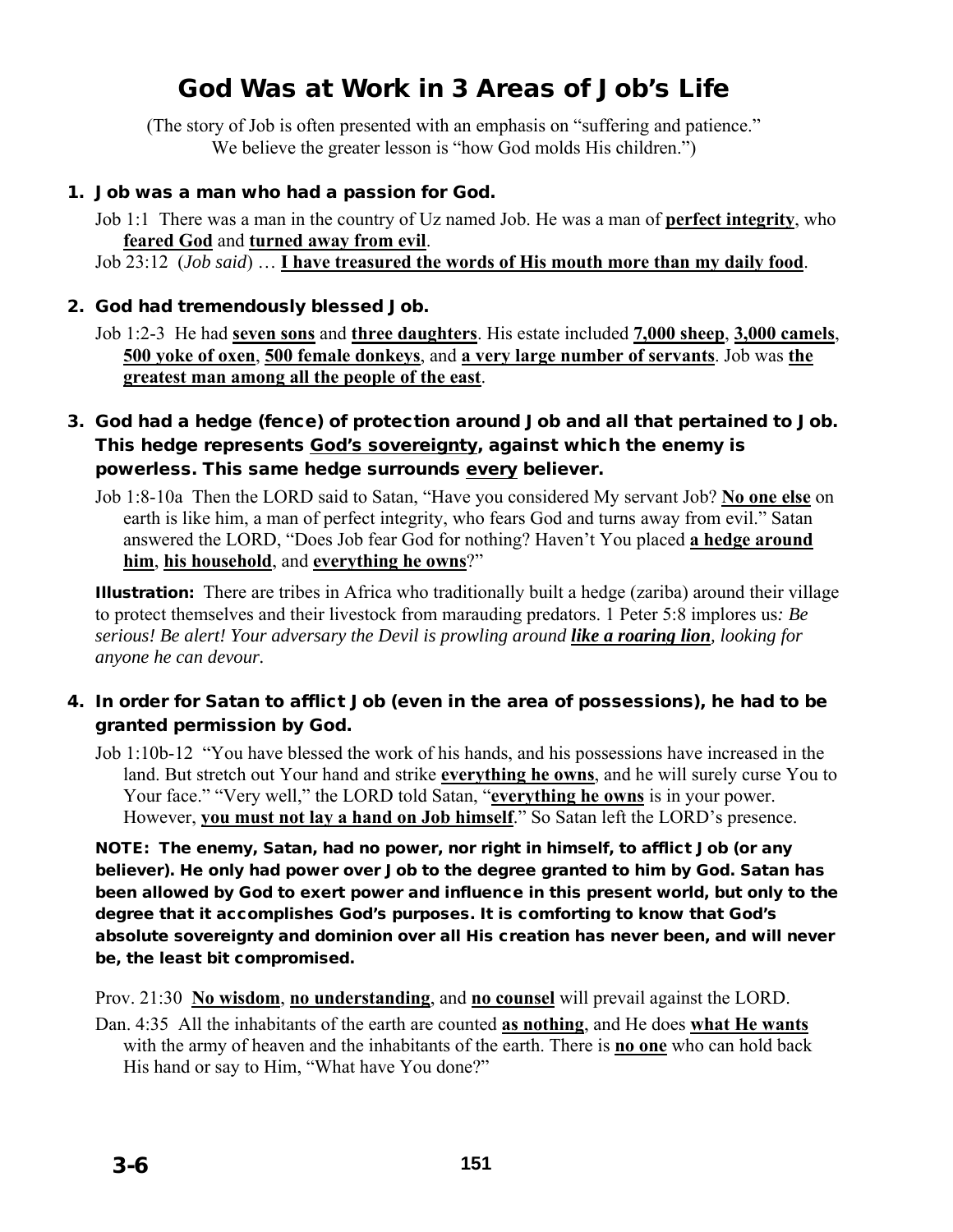# God Was at Work in 3 Areas of Job's Life

(The story of Job is often presented with an emphasis on "suffering and patience." We believe the greater lesson is "how God molds His children.")

1. **Job was a man who had a passion for God.**

   Job 1:1 There was a man in the country of Uz named Job. He was a man of **perfect integrity**, who **feared God** and **turned away from evil**.

   Job 23:12 (*Job said*) … **I have treasured the words of His mouth more than my daily food**.

2. **God had tremendously blessed Job.**

   Job 1:2-3 He had **seven sons** and **three daughters**. His estate included **7,000 sheep**, **3,000 camels**, **500 yoke of oxen**, **500 female donkeys**, and **a very large number of servants**. Job was **the greatest man among all the people of the east**.

3. **God had a hedge (fence) of protection around Job and all that pertained to Job. This hedge represents God's sovereignty, against which the enemy is powerless. This same hedge surrounds every believer.**

   Job 1:8-10a Then the LORD said to Satan, "Have you considered My servant Job? **No one else** on earth is like him, a man of perfect integrity, who fears God and turns away from evil." Satan answered the LORD, "Does Job fear God for nothing? Haven't You placed **a hedge around him**, **his household**, and **everything he owns**?"

   **Illustration:** There are tribes in Africa who traditionally built a hedge (zariba) around their village to protect themselves and their livestock from marauding predators. 1 Peter 5:8 implores us*: Be serious! Be alert! Your adversary the Devil is prowling around **like a roaring lion**, looking for anyone he can devour.*

4. **In order for Satan to afflict Job (even in the area of possessions), he had to be granted permission by God.**

   Job 1:10b-12 "You have blessed the work of his hands, and his possessions have increased in the land. But stretch out Your hand and strike **everything he owns**, and he will surely curse You to Your face." "Very well," the LORD told Satan, "**everything he owns** is in your power. However, **you must not lay a hand on Job himself**." So Satan left the LORD's presence.

**NOTE: The enemy, Satan, had no power, nor right in himself, to afflict Job (or any believer). He only had power over Job to the degree granted to him by God. Satan has been allowed by God to exert power and influence in this present world, but only to the degree that it accomplishes God's purposes. It is comforting to know that God's absolute sovereignty and dominion over all His creation has never been, and will never be, the least bit compromised.**

Prov. 21:30 **No wisdom**, **no understanding**, and **no counsel** will prevail against the LORD.

Dan. 4:35 All the inhabitants of the earth are counted **as nothing**, and He does **what He wants** with the army of heaven and the inhabitants of the earth. There is **no one** who can hold back His hand or say to Him, "What have You done?"

3-6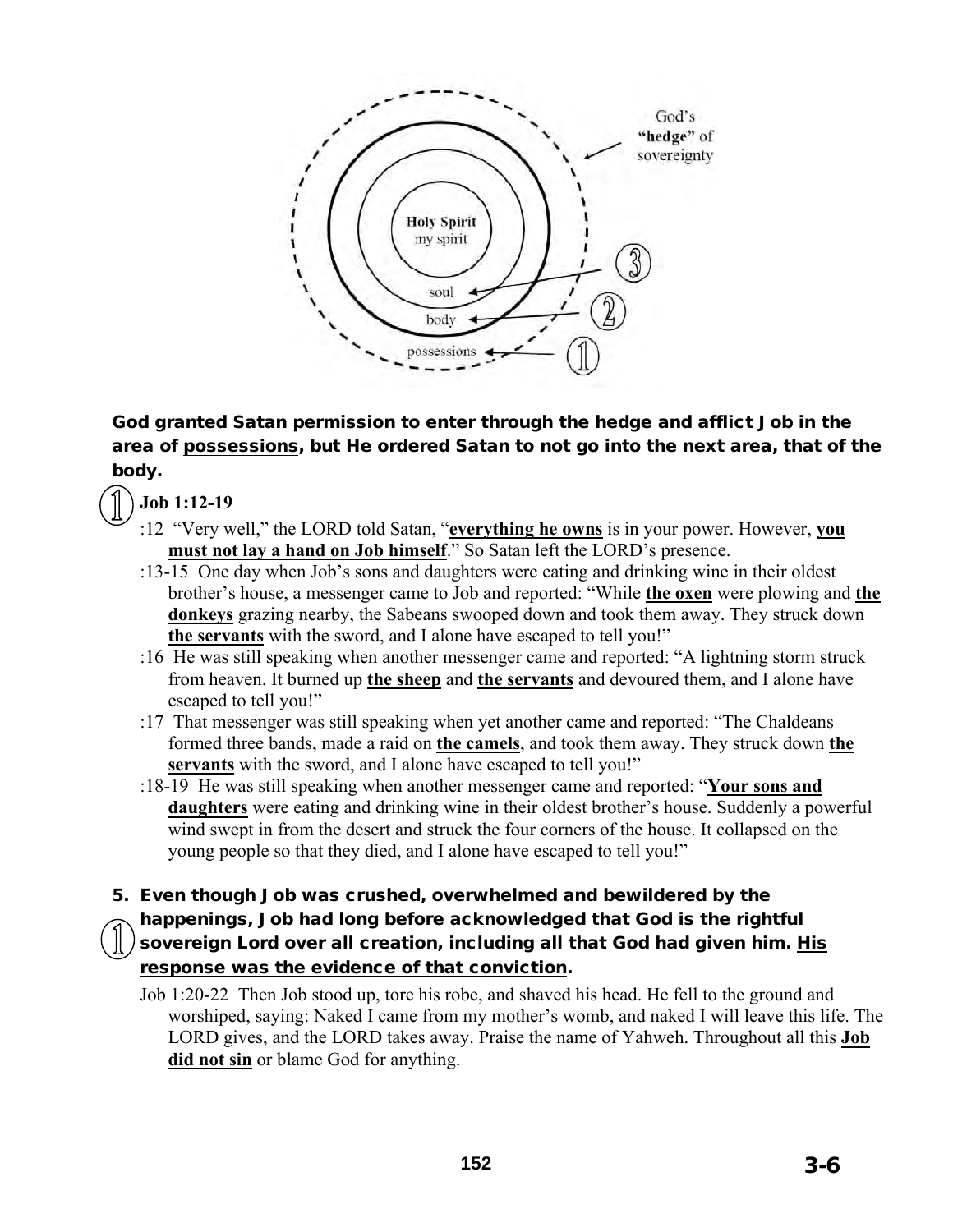God's **"hedge"** of sovereignty

Holy Spirit
my spirit

soul
body
possessions

**God granted Satan permission to enter through the hedge and afflict Job in the area of <u>possessions</u>, but He ordered Satan to not go into the next area, that of the body.**

① **Job 1:12-19**

:12 "Very well," the LORD told Satan, "**<u>everything he owns</u>** is in your power. However, **<u>you must not lay a hand on Job himself</u>**." So Satan left the LORD's presence.

:13-15 One day when Job's sons and daughters were eating and drinking wine in their oldest brother's house, a messenger came to Job and reported: "While **<u>the oxen</u>** were plowing and **<u>the donkeys</u>** grazing nearby, the Sabeans swooped down and took them away. They struck down **<u>the servants</u>** with the sword, and I alone have escaped to tell you!"

:16 He was still speaking when another messenger came and reported: "A lightning storm struck from heaven. It burned up **<u>the sheep</u>** and **<u>the servants</u>** and devoured them, and I alone have escaped to tell you!"

:17 That messenger was still speaking when yet another came and reported: "The Chaldeans formed three bands, made a raid on **<u>the camels</u>**, and took them away. They struck down **<u>the servants</u>** with the sword, and I alone have escaped to tell you!"

:18-19 He was still speaking when another messenger came and reported: "**<u>Your sons and daughters</u>** were eating and drinking wine in their oldest brother's house. Suddenly a powerful wind swept in from the desert and struck the four corners of the house. It collapsed on the young people so that they died, and I alone have escaped to tell you!"

5. **Even though Job was crushed, overwhelmed and bewildered by the happenings, Job had long before acknowledged that God is the rightful sovereign Lord over all creation, including all that God had given him. <u>His response was the evidence of that conviction</u>.** ①

   Job 1:20-22 Then Job stood up, tore his robe, and shaved his head. He fell to the ground and worshiped, saying: Naked I came from my mother's womb, and naked I will leave this life. The LORD gives, and the LORD takes away. Praise the name of Yahweh. Throughout all this **<u>Job did not sin</u>** or blame God for anything.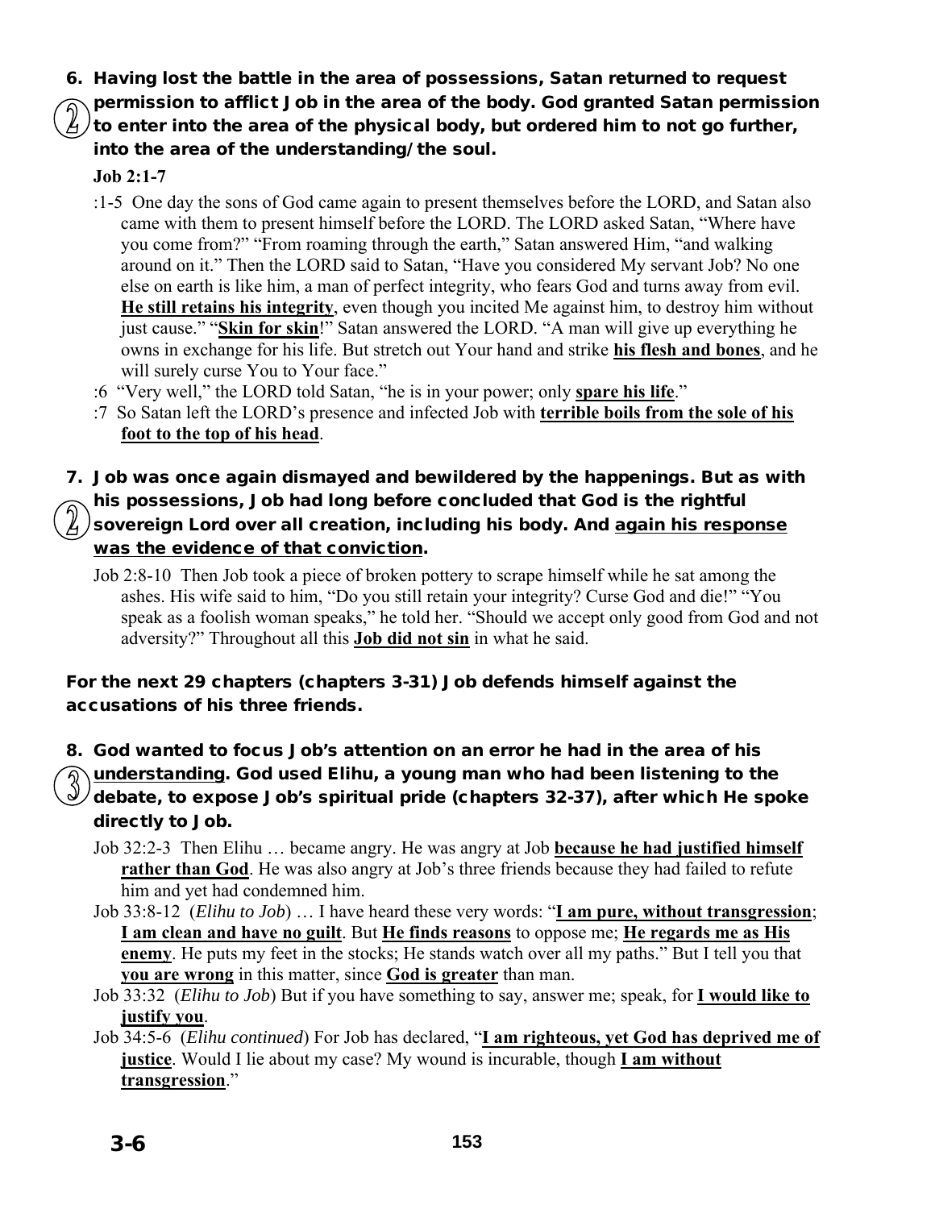6. **Having lost the battle in the area of possessions, Satan returned to request permission to afflict Job in the area of the body. God granted Satan permission to enter into the area of the physical body, but ordered him to not go further, into the area of the understanding/the soul.**

   **Job 2:1-7**

   :1-5 One day the sons of God came again to present themselves before the LORD, and Satan also came with them to present himself before the LORD. The LORD asked Satan, "Where have you come from?" "From roaming through the earth," Satan answered Him, "and walking around on it." Then the LORD said to Satan, "Have you considered My servant Job? No one else on earth is like him, a man of perfect integrity, who fears God and turns away from evil. **<u>He still retains his integrity</u>**, even though you incited Me against him, to destroy him without just cause." "**<u>Skin for skin</u>**!" Satan answered the LORD. "A man will give up everything he owns in exchange for his life. But stretch out Your hand and strike **<u>his flesh and bones</u>**, and he will surely curse You to Your face."

   :6 "Very well," the LORD told Satan, "he is in your power; only **<u>spare his life</u>**."

   :7 So Satan left the LORD's presence and infected Job with **<u>terrible boils from the sole of his foot to the top of his head</u>**.

7. **Job was once again dismayed and bewildered by the happenings. But as with his possessions, Job had long before concluded that God is the rightful sovereign Lord over all creation, including his body. And <u>again his response was the evidence of that conviction</u>.**

   Job 2:8-10 Then Job took a piece of broken pottery to scrape himself while he sat among the ashes. His wife said to him, "Do you still retain your integrity? Curse God and die!" "You speak as a foolish woman speaks," he told her. "Should we accept only good from God and not adversity?" Throughout all this **<u>Job did not sin</u>** in what he said.

**For the next 29 chapters (chapters 3-31) Job defends himself against the accusations of his three friends.**

8. **God wanted to focus Job's attention on an error he had in the area of his <u>understanding</u>. God used Elihu, a young man who had been listening to the debate, to expose Job's spiritual pride (chapters 32-37), after which He spoke directly to Job.**

   Job 32:2-3 Then Elihu … became angry. He was angry at Job **<u>because he had justified himself rather than God</u>**. He was also angry at Job's three friends because they had failed to refute him and yet had condemned him.

   Job 33:8-12 (*Elihu to Job*) … I have heard these very words: "**<u>I am pure, without transgression</u>**; **<u>I am clean and have no guilt</u>**. But **<u>He finds reasons</u>** to oppose me; **<u>He regards me as His enemy</u>**. He puts my feet in the stocks; He stands watch over all my paths." But I tell you that **<u>you are wrong</u>** in this matter, since **<u>God is greater</u>** than man.

   Job 33:32 (*Elihu to Job*) But if you have something to say, answer me; speak, for **<u>I would like to justify you</u>**.

   Job 34:5-6 (*Elihu continued*) For Job has declared, "**<u>I am righteous, yet God has deprived me of justice</u>**. Would I lie about my case? My wound is incurable, though **<u>I am without transgression</u>**."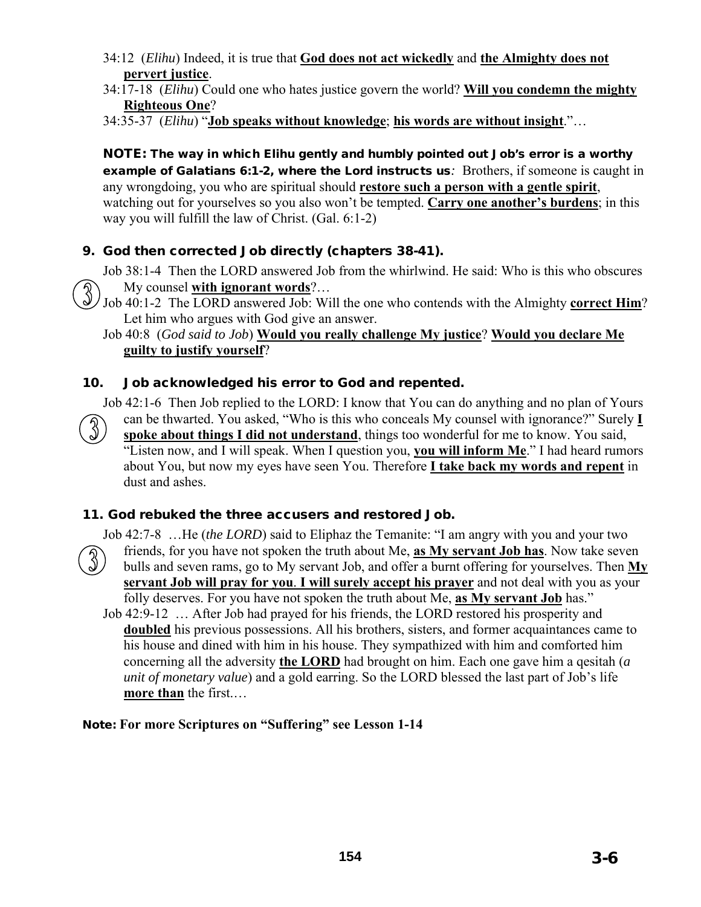34:12 (*Elihu*) Indeed, it is true that **God does not act wickedly** and **the Almighty does not pervert justice**.

34:17-18 (*Elihu*) Could one who hates justice govern the world? **Will you condemn the mighty Righteous One**?

34:35-37 (*Elihu*) "**Job speaks without knowledge**; **his words are without insight**."…

**NOTE: The way in which Elihu gently and humbly pointed out Job's error is a worthy example of Galatians 6:1-2, where the Lord instructs us***:* Brothers, if someone is caught in any wrongdoing, you who are spiritual should **restore such a person with a gentle spirit**, watching out for yourselves so you also won't be tempted. **Carry one another's burdens**; in this way you will fulfill the law of Christ. (Gal. 6:1-2)

### 9. God then corrected Job directly (chapters 38-41).

Job 38:1-4 Then the LORD answered Job from the whirlwind. He said: Who is this who obscures My counsel **with ignorant words**?…

Job 40:1-2 The LORD answered Job: Will the one who contends with the Almighty **correct Him**? Let him who argues with God give an answer.

Job 40:8 (*God said to Job*) **Would you really challenge My justice**? **Would you declare Me guilty to justify yourself**?

### 10. Job acknowledged his error to God and repented.

Job 42:1-6 Then Job replied to the LORD: I know that You can do anything and no plan of Yours can be thwarted. You asked, "Who is this who conceals My counsel with ignorance?" Surely **I spoke about things I did not understand**, things too wonderful for me to know. You said, "Listen now, and I will speak. When I question you, **you will inform Me**." I had heard rumors about You, but now my eyes have seen You. Therefore **I take back my words and repent** in dust and ashes.

### 11. God rebuked the three accusers and restored Job.

Job 42:7-8 …He (*the LORD*) said to Eliphaz the Temanite: "I am angry with you and your two friends, for you have not spoken the truth about Me, **as My servant Job has**. Now take seven bulls and seven rams, go to My servant Job, and offer a burnt offering for yourselves. Then **My servant Job will pray for you**. **I will surely accept his prayer** and not deal with you as your folly deserves. For you have not spoken the truth about Me, **as My servant Job** has."

Job 42:9-12 … After Job had prayed for his friends, the LORD restored his prosperity and **doubled** his previous possessions. All his brothers, sisters, and former acquaintances came to his house and dined with him in his house. They sympathized with him and comforted him concerning all the adversity **the LORD** had brought on him. Each one gave him a qesitah (*a unit of monetary value*) and a gold earring. So the LORD blessed the last part of Job's life **more than** the first.…

**Note: For more Scriptures on "Suffering" see Lesson 1-14**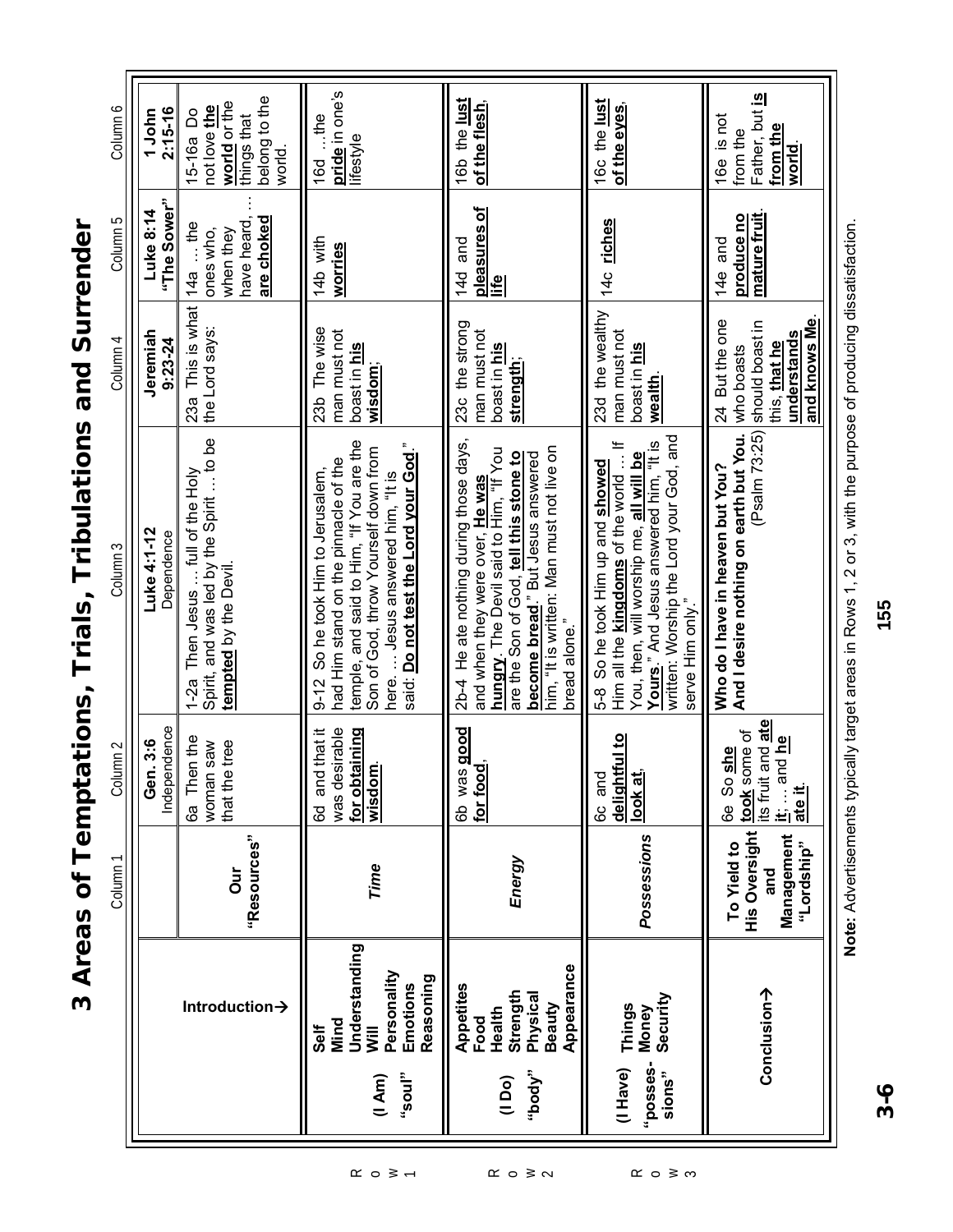# 3 Areas of Temptations, Trials, Tribulations and Surrender

| | Column 1 | Column 2 | Column 3 | Column 4 | Column 5 | Column 6 |
|---|---|---|---|---|---|---|
| | | **Gen. 3:6** Independence | **Luke 4:1-12** Dependence | **Jeremiah 9:23-24** | **Luke 8:14 "The Sower"** | **1 John 2:15-16** |
| **Introduction→** | **Our "Resources"** | 6a Then the woman saw that the tree | 1-2a Then Jesus … full of the Holy Spirit, and was led by the Spirit … to be **tempted** by the Devil. | 23a This is what the Lord says: | 14a … the ones who, when they have heard, … **are choked** | 15-16a Do not love **the world** or the things that belong to the world. |
| ROW 1: **(I Am) "soul"** **Self Mind Understanding Will Personality Emotions Reasoning** | ***Time*** | 6d and that it was desirable **for obtaining wisdom**. | 9-12 So he took Him to Jerusalem, had Him stand on the pinnacle of the temple, and said to Him, "If You are the Son of God, throw Yourself down from here. … Jesus answered him, "It is said: **Do not test the Lord your God**." | 23b The wise man must not boast in **his wisdom**; | 14b with **worries** | 16d …the **pride** in one's lifestyle |
| ROW 2: **(I Do) "body"** **Appetites Food Health Strength Physical Beauty Appearance** | ***Energy*** | 6b was **good for food**, | 2b-4 He ate nothing during those days, and when they were over, **He was hungry**. The Devil said to Him, "If You are the Son of God, **tell this stone to become bread**." But Jesus answered him, "It is written: Man must not live on bread alone." | 23c the strong man must not boast in **his strength**; | 14d and **pleasures of life** | 16b the **lust of the flesh**, |
| ROW 3: **(I Have) "posses-sions"** **Things Money Security** | ***Possessions*** | 6c and **delightful to look at**, | 5-8 So he took Him up and **showed** Him all the **kingdoms** of the world … If You, then, will worship me, **all will be Yours**." And Jesus answered him, "It is written: Worship the Lord your God, and serve Him only." | 23d the wealthy man must not boast in **his wealth**. | 14c **riches** | 16c the **lust of the eyes**, |
| **Conclusion→** | **To Yield to His Oversight and Management "Lordship"** | 6e So **she took** some of its fruit and **ate it**; … and **he ate it**. | **Who do I have in heaven but You? And I desire nothing on earth but You.** (Psalm 73:25) | 24 But the one who boasts should boast in this, **that he understands and knows Me**. | 14e and **produce no mature fruit**. | 16e is not from the Father, but **is from the world**. |

**Note:** Advertisements typically target areas in Rows 1, 2 or 3, with the purpose of producing dissatisfaction.